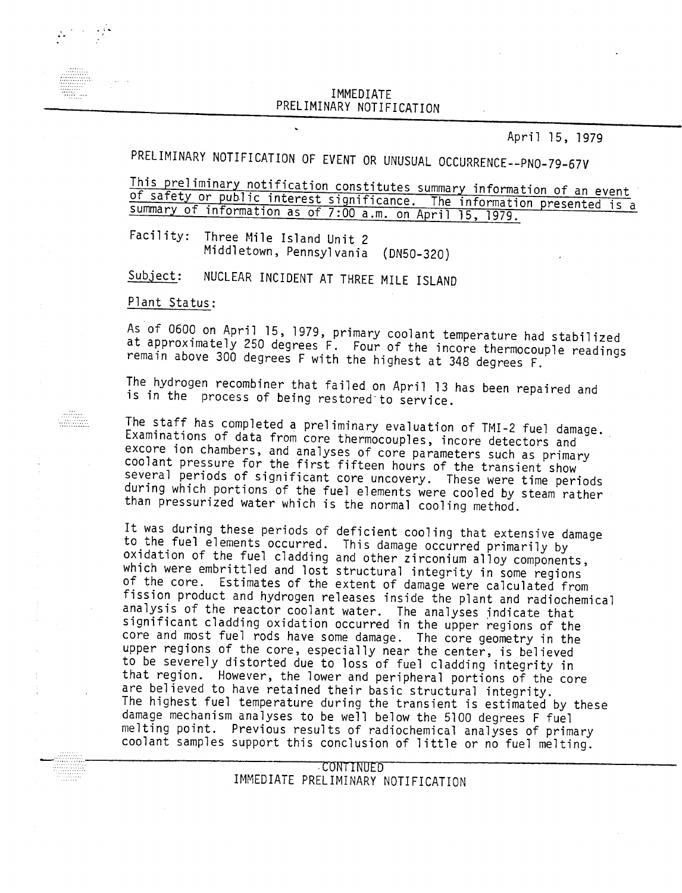# IMMEDIATE PRELIMINARY NOTIFICATION

April 15, 1979

PRELIMINARY NOTIFICATION OF EVENT OR UNUSUAL OCCURRENCE--PNO-79-67V

This preliminary notification constitutes summary information of an event of safety or public interest significance. The information presented is a summary of information as of 7:00 a.m. on April 15, 1979.

Facility: Three Mile Island Unit 2
Middletown, Pennsylvania (DN50-320)

Subject: NUCLEAR INCIDENT AT THREE MILE ISLAND

Plant Status:

As of 0600 on April 15, 1979, primary coolant temperature had stabilized at approximately 250 degrees F. Four of the incore thermocouple readings remain above 300 degrees F with the highest at 348 degrees F.

The hydrogen recombiner that failed on April 13 has been repaired and is in the process of being restored to service.

The staff has completed a preliminary evaluation of TMI-2 fuel damage. Examinations of data from core thermocouples, incore detectors and excore ion chambers, and analyses of core parameters such as primary coolant pressure for the first fifteen hours of the transient show several periods of significant core uncovery. These were time periods during which portions of the fuel elements were cooled by steam rather than pressurized water which is the normal cooling method.

It was during these periods of deficient cooling that extensive damage to the fuel elements occurred. This damage occurred primarily by oxidation of the fuel cladding and other zirconium alloy components, which were embrittled and lost structural integrity in some regions of the core. Estimates of the extent of damage were calculated from fission product and hydrogen releases inside the plant and radiochemical analysis of the reactor coolant water. The analyses indicate that significant cladding oxidation occurred in the upper regions of the core and most fuel rods have some damage. The core geometry in the upper regions of the core, especially near the center, is believed to be severely distorted due to loss of fuel cladding integrity in that region. However, the lower and peripheral portions of the core are believed to have retained their basic structural integrity. The highest fuel temperature during the transient is estimated by these damage mechanism analyses to be well below the 5100 degrees F fuel melting point. Previous results of radiochemical analyses of primary coolant samples support this conclusion of little or no fuel melting.

CONTINUED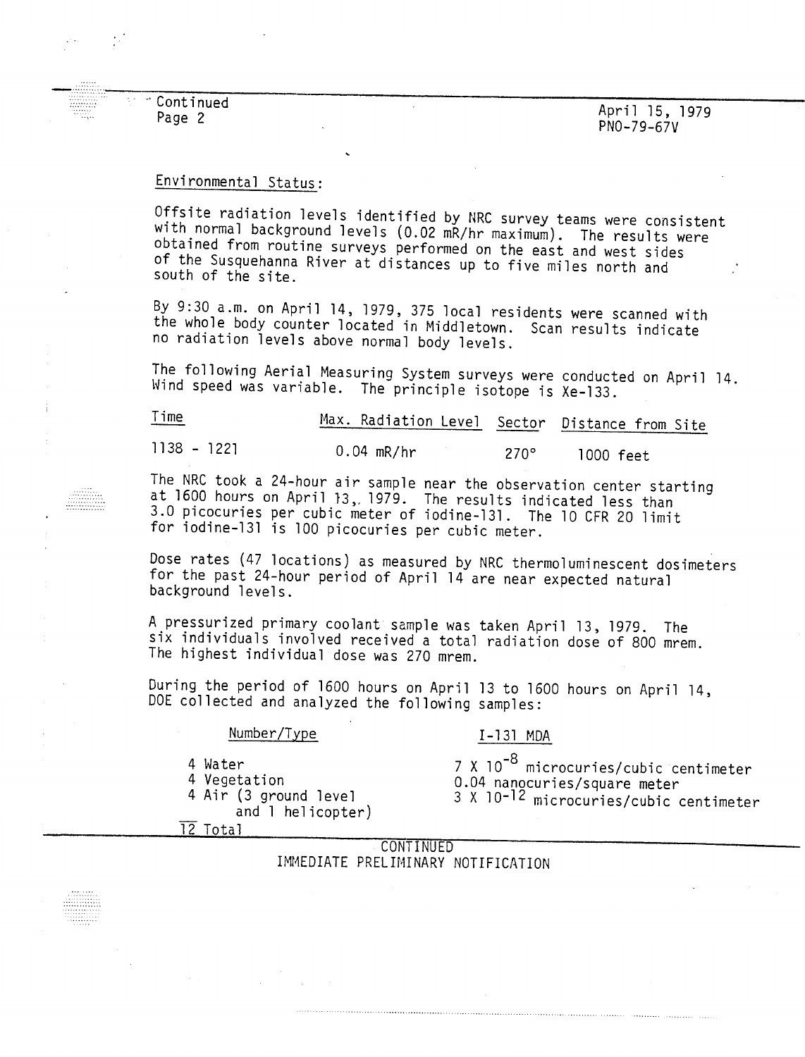Continued
Page 2

April 15, 1979
PNO-79-67V

Environmental Status:

Offsite radiation levels identified by NRC survey teams were consistent with normal background levels (0.02 mR/hr maximum). The results were obtained from routine surveys performed on the east and west sides of the Susquehanna River at distances up to five miles north and south of the site.

By 9:30 a.m. on April 14, 1979, 375 local residents were scanned with the whole body counter located in Middletown. Scan results indicate no radiation levels above normal body levels.

The following Aerial Measuring System surveys were conducted on April 14. Wind speed was variable. The principle isotope is Xe-133.

| Time | Max. Radiation Level | Sector | Distance from Site |
|---|---|---|---|
| 1138 - 1221 | 0.04 mR/hr | 270° | 1000 feet |

The NRC took a 24-hour air sample near the observation center starting at 1600 hours on April 13, 1979. The results indicated less than 3.0 picocuries per cubic meter of iodine-131. The 10 CFR 20 limit for iodine-131 is 100 picocuries per cubic meter.

Dose rates (47 locations) as measured by NRC thermoluminescent dosimeters for the past 24-hour period of April 14 are near expected natural background levels.

A pressurized primary coolant sample was taken April 13, 1979. The six individuals involved received a total radiation dose of 800 mrem. The highest individual dose was 270 mrem.

During the period of 1600 hours on April 13 to 1600 hours on April 14, DOE collected and analyzed the following samples:

| Number/Type | I-131 MDA |
|---|---|
| 4 Water | $7 \times 10^{-8}$ microcuries/cubic centimeter |
| 4 Vegetation | 0.04 nanocuries/square meter |
| 4 Air (3 ground level and 1 helicopter) | $3 \times 10^{-12}$ microcuries/cubic centimeter |
| 12 Total | |

CONTINUED
IMMEDIATE PRELIMINARY NOTIFICATION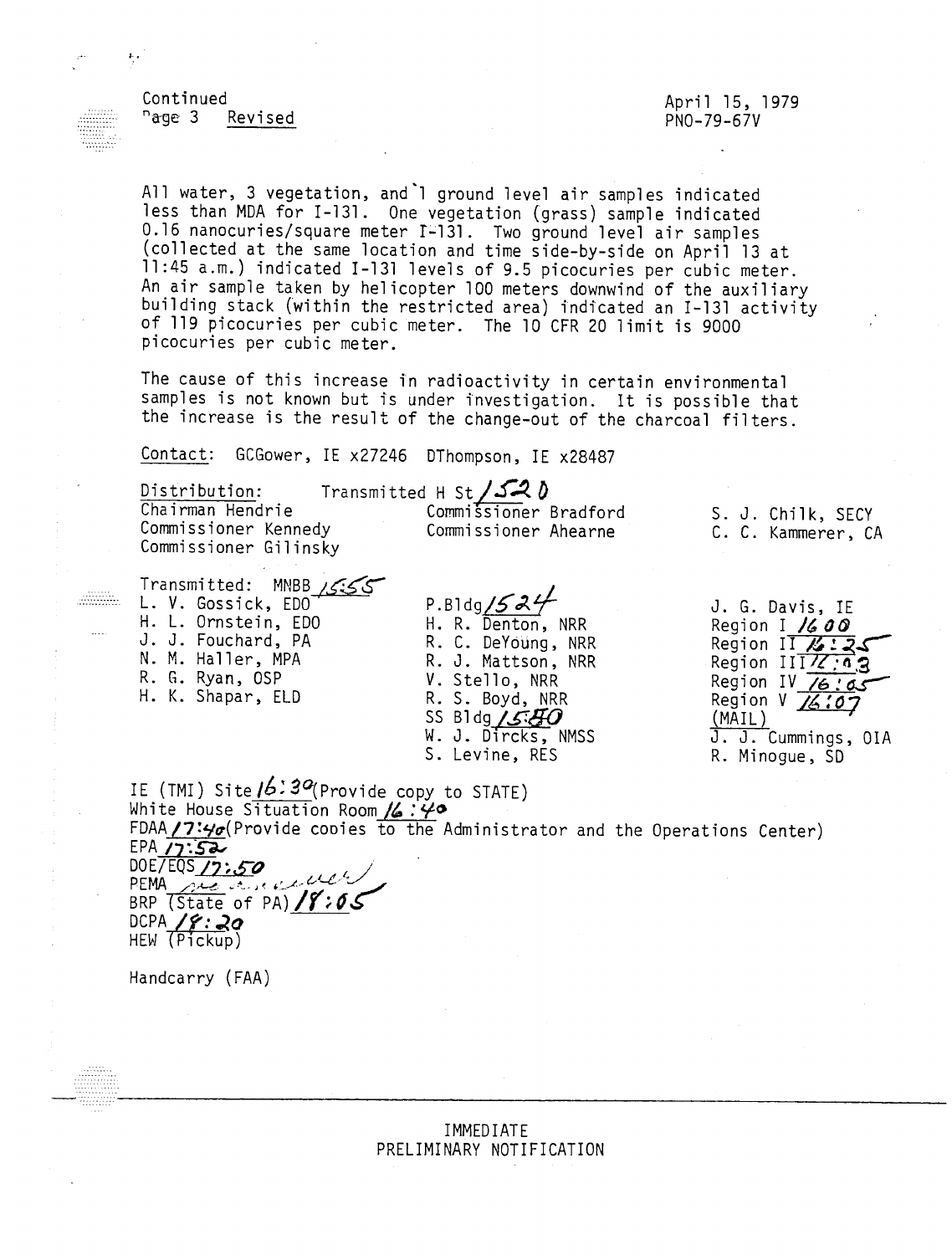Continued
Page 3 Revised

April 15, 1979
PNO-79-67V

All water, 3 vegetation, and 1 ground level air samples indicated less than MDA for I-131. One vegetation (grass) sample indicated 0.16 nanocuries/square meter I-131. Two ground level air samples (collected at the same location and time side-by-side on April 13 at 11:45 a.m.) indicated I-131 levels of 9.5 picocuries per cubic meter. An air sample taken by helicopter 100 meters downwind of the auxiliary building stack (within the restricted area) indicated an I-131 activity of 119 picocuries per cubic meter. The 10 CFR 20 limit is 9000 picocuries per cubic meter.

The cause of this increase in radioactivity in certain environmental samples is not known but is under investigation. It is possible that the increase is the result of the change-out of the charcoal filters.

Contact: GCGower, IE x27246 DThompson, IE x28487

Distribution: Transmitted H St 1520

Chairman Hendrie
Commissioner Kennedy
Commissioner Gilinsky
Commissioner Bradford
Commissioner Ahearne
S. J. Chilk, SECY
C. C. Kammerer, CA

Transmitted: MNBB 15:55
L. V. Gossick, EDO
H. L. Ornstein, EDO
J. J. Fouchard, PA
N. M. Haller, MPA
R. G. Ryan, OSP
H. K. Shapar, ELD

P.Bldg 1524
H. R. Denton, NRR
R. C. DeYoung, NRR
R. J. Mattson, NRR
V. Stello, NRR
R. S. Boyd, NRR
SS Bldg 15:30
W. J. Dircks, NMSS
S. Levine, RES

J. G. Davis, IE
Region I 1600
Region II 16:25
Region III 16:03
Region IV 16:05
Region V 16:07
(MAIL)
J. J. Cummings, OIA
R. Minogue, SD

IE (TMI) Site 16:30 (Provide copy to STATE)
White House Situation Room 16:40
FDAA 17:40 (Provide copies to the Administrator and the Operations Center)
EPA 17:52
DOE/EQS 17:50
PEMA no answer
BRP (State of PA) 18:05
DCPA 18:20
HEW (Pickup)

Handcarry (FAA)

IMMEDIATE
PRELIMINARY NOTIFICATION